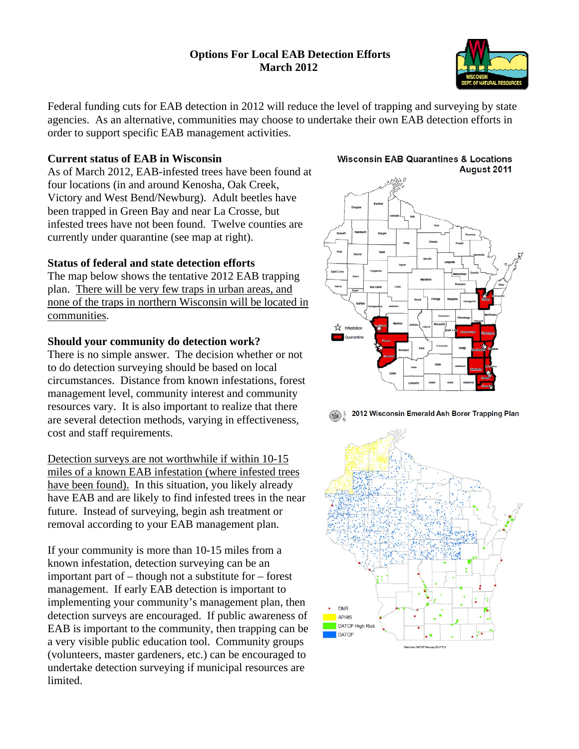# Options For Local EAB Detection Efforts
## March 2012

Federal funding cuts for EAB detection in 2012 will reduce the level of trapping and surveying by state agencies. As an alternative, communities may choose to undertake their own EAB detection efforts in order to support specific EAB management activities.

### Current status of EAB in Wisconsin

As of March 2012, EAB-infested trees have been found at four locations (in and around Kenosha, Oak Creek, Victory and West Bend/Newburg). Adult beetles have been trapped in Green Bay and near La Crosse, but infested trees have not been found. Twelve counties are currently under quarantine (see map at right).

### Status of federal and state detection efforts

The map below shows the tentative 2012 EAB trapping plan. <u>There will be very few traps in urban areas, and none of the traps in northern Wisconsin will be located in communities</u>.

### Should your community do detection work?

There is no simple answer. The decision whether or not to do detection surveying should be based on local circumstances. Distance from known infestations, forest management level, community interest and community resources vary. It is also important to realize that there are several detection methods, varying in effectiveness, cost and staff requirements.

<u>Detection surveys are not worthwhile if within 10-15 miles of a known EAB infestation (where infested trees have been found).</u> In this situation, you likely already have EAB and are likely to find infested trees in the near future. Instead of surveying, begin ash treatment or removal according to your EAB management plan.

If your community is more than 10-15 miles from a known infestation, detection surveying can be an important part of – though not a substitute for – forest management. If early EAB detection is important to implementing your community's management plan, then detection surveys are encouraged. If public awareness of EAB is important to the community, then trapping can be a very visible public education tool. Community groups (volunteers, master gardeners, etc.) can be encouraged to undertake detection surveying if municipal resources are limited.

Wisconsin EAB Quarantines & Locations August 2011

2012 Wisconsin Emerald Ash Borer Trapping Plan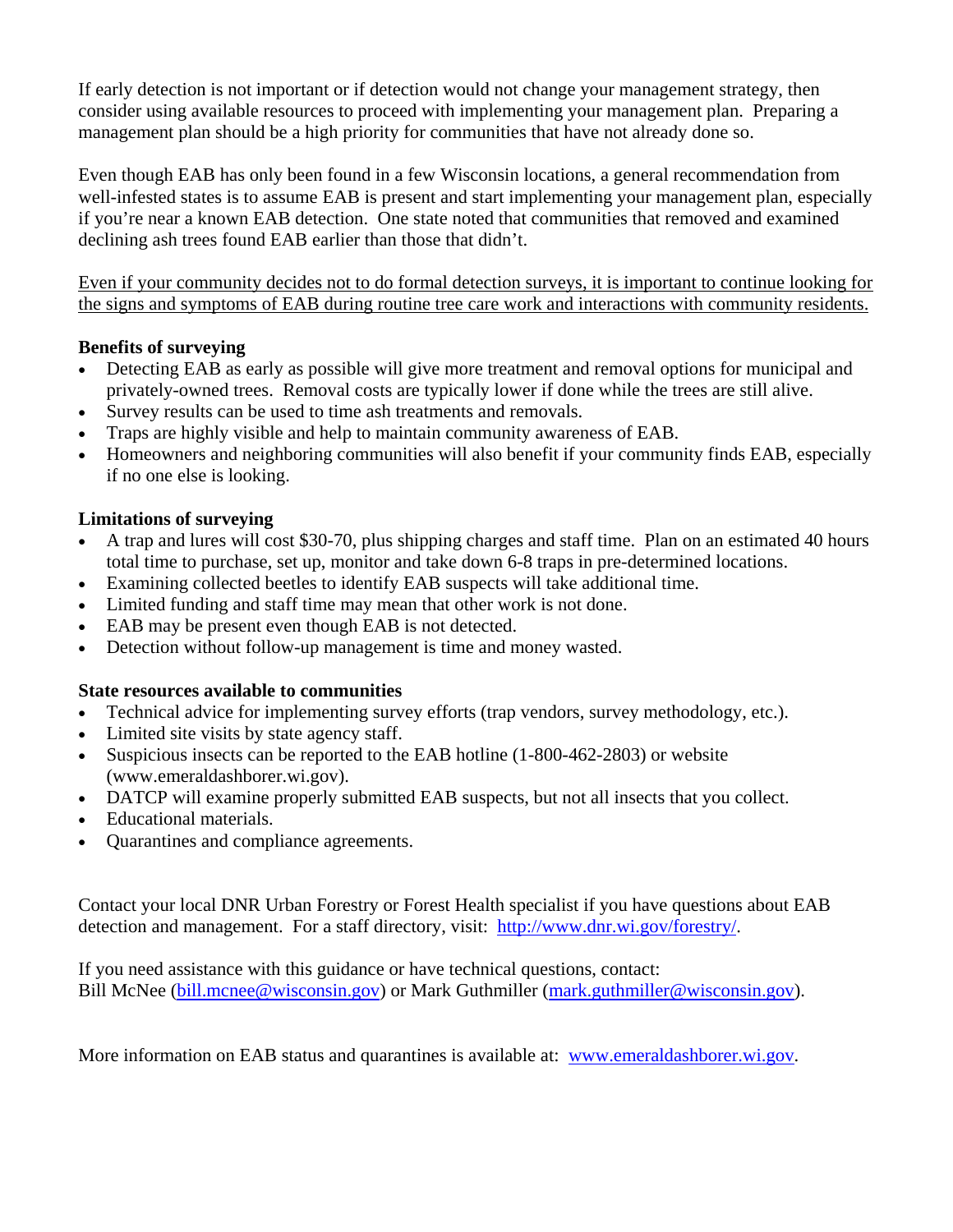If early detection is not important or if detection would not change your management strategy, then consider using available resources to proceed with implementing your management plan. Preparing a management plan should be a high priority for communities that have not already done so.

Even though EAB has only been found in a few Wisconsin locations, a general recommendation from well-infested states is to assume EAB is present and start implementing your management plan, especially if you're near a known EAB detection. One state noted that communities that removed and examined declining ash trees found EAB earlier than those that didn't.

<u>Even if your community decides not to do formal detection surveys, it is important to continue looking for the signs and symptoms of EAB during routine tree care work and interactions with community residents.</u>

**Benefits of surveying**

- Detecting EAB as early as possible will give more treatment and removal options for municipal and privately-owned trees. Removal costs are typically lower if done while the trees are still alive.
- Survey results can be used to time ash treatments and removals.
- Traps are highly visible and help to maintain community awareness of EAB.
- Homeowners and neighboring communities will also benefit if your community finds EAB, especially if no one else is looking.

**Limitations of surveying**

- A trap and lures will cost $30-70, plus shipping charges and staff time. Plan on an estimated 40 hours total time to purchase, set up, monitor and take down 6-8 traps in pre-determined locations.
- Examining collected beetles to identify EAB suspects will take additional time.
- Limited funding and staff time may mean that other work is not done.
- EAB may be present even though EAB is not detected.
- Detection without follow-up management is time and money wasted.

**State resources available to communities**

- Technical advice for implementing survey efforts (trap vendors, survey methodology, etc.).
- Limited site visits by state agency staff.
- Suspicious insects can be reported to the EAB hotline (1-800-462-2803) or website (www.emeraldashborer.wi.gov).
- DATCP will examine properly submitted EAB suspects, but not all insects that you collect.
- Educational materials.
- Quarantines and compliance agreements.

Contact your local DNR Urban Forestry or Forest Health specialist if you have questions about EAB detection and management. For a staff directory, visit: [http://www.dnr.wi.gov/forestry/](http://www.dnr.wi.gov/forestry/).

If you need assistance with this guidance or have technical questions, contact:
Bill McNee ([bill.mcnee@wisconsin.gov](mailto:bill.mcnee@wisconsin.gov)) or Mark Guthmiller ([mark.guthmiller@wisconsin.gov](mailto:mark.guthmiller@wisconsin.gov)).

More information on EAB status and quarantines is available at: [www.emeraldashborer.wi.gov](http://www.emeraldashborer.wi.gov).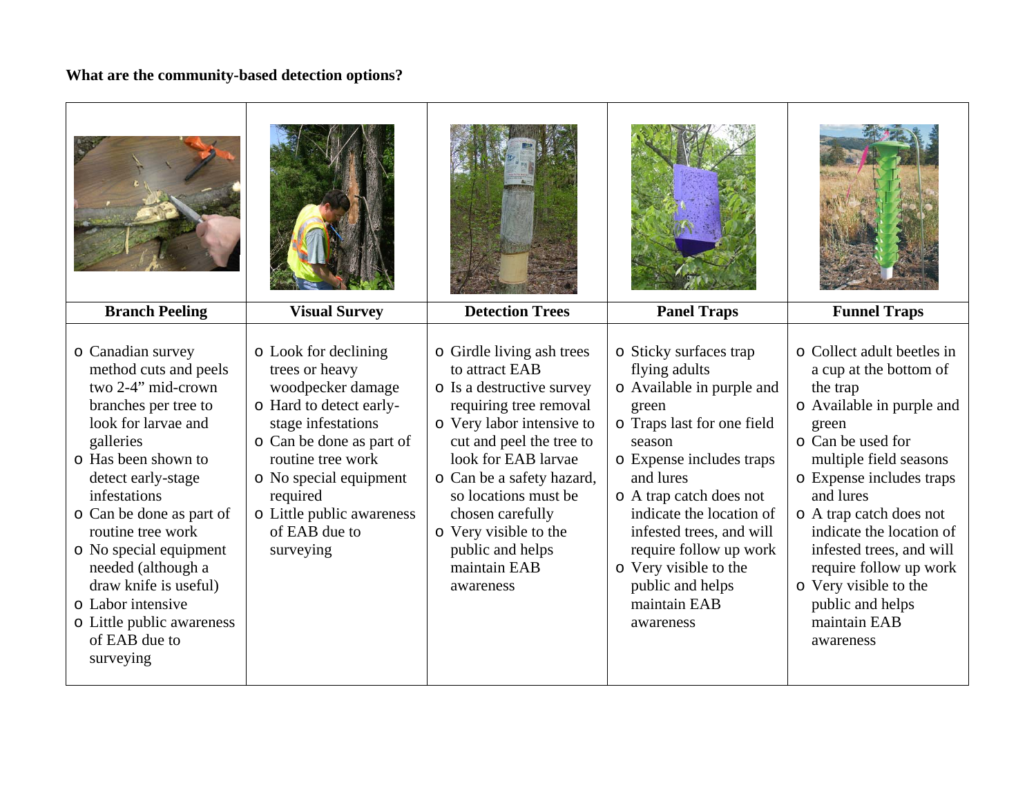**What are the community-based detection options?**

| Branch Peeling | Visual Survey | Detection Trees | Panel Traps | Funnel Traps |
|---|---|---|---|---|
| o Canadian survey method cuts and peels two 2-4” mid-crown branches per tree to look for larvae and galleries<br>o Has been shown to detect early-stage infestations<br>o Can be done as part of routine tree work<br>o No special equipment needed (although a draw knife is useful)<br>o Labor intensive<br>o Little public awareness of EAB due to surveying | o Look for declining trees or heavy woodpecker damage<br>o Hard to detect early-stage infestations<br>o Can be done as part of routine tree work<br>o No special equipment required<br>o Little public awareness of EAB due to surveying | o Girdle living ash trees to attract EAB<br>o Is a destructive survey requiring tree removal<br>o Very labor intensive to cut and peel the tree to look for EAB larvae<br>o Can be a safety hazard, so locations must be chosen carefully<br>o Very visible to the public and helps maintain EAB awareness | o Sticky surfaces trap flying adults<br>o Available in purple and green<br>o Traps last for one field season<br>o Expense includes traps and lures<br>o A trap catch does not indicate the location of infested trees, and will require follow up work<br>o Very visible to the public and helps maintain EAB awareness | o Collect adult beetles in a cup at the bottom of the trap<br>o Available in purple and green<br>o Can be used for multiple field seasons<br>o Expense includes traps and lures<br>o A trap catch does not indicate the location of infested trees, and will require follow up work<br>o Very visible to the public and helps maintain EAB awareness |